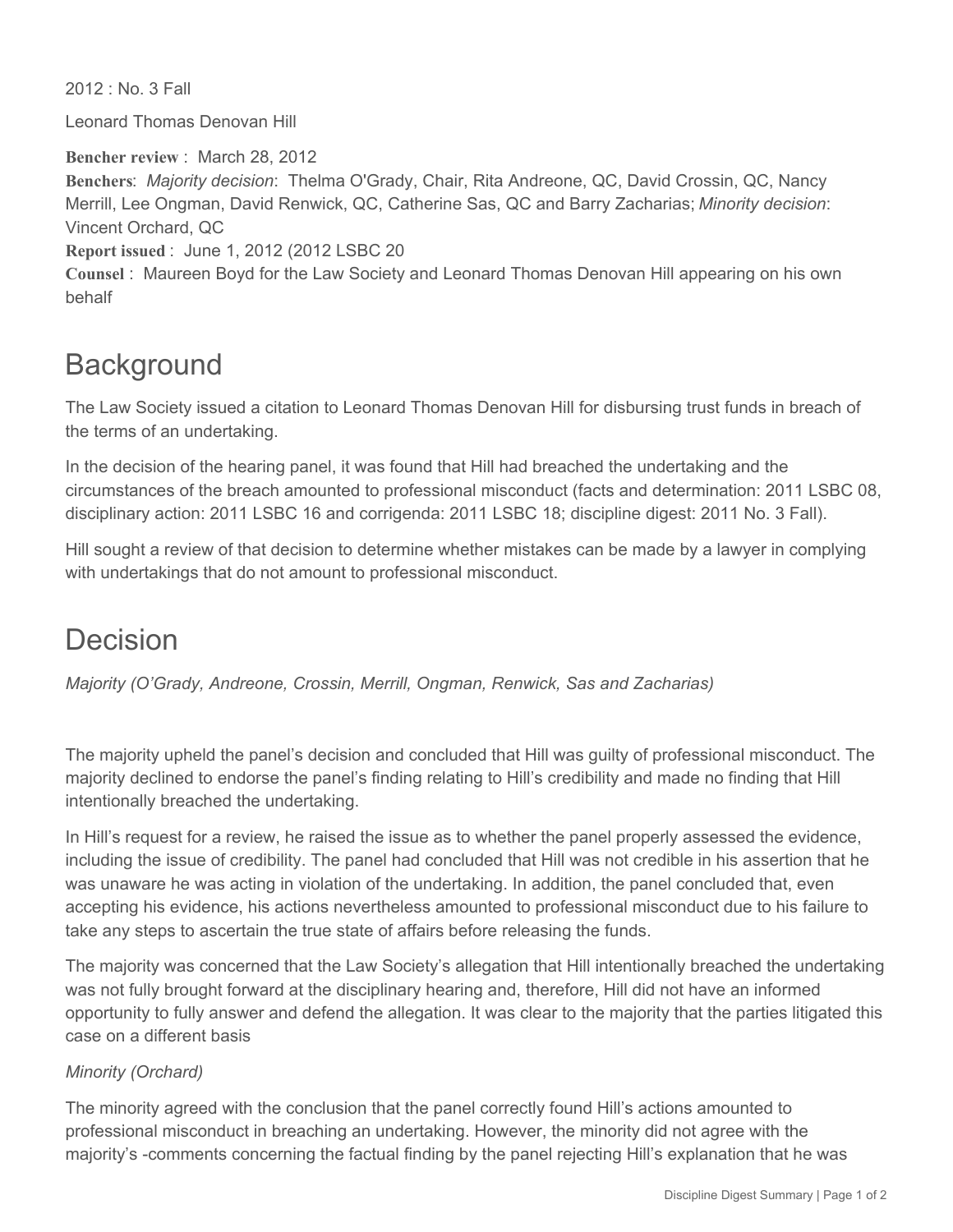2012 : No. 3 Fall

Leonard Thomas Denovan Hill

**Bencher review** : March 28, 2012
**Benchers**: *Majority decision*: Thelma O'Grady, Chair, Rita Andreone, QC, David Crossin, QC, Nancy Merrill, Lee Ongman, David Renwick, QC, Catherine Sas, QC and Barry Zacharias; *Minority decision*: Vincent Orchard, QC
**Report issued** : June 1, 2012 (2012 LSBC 20
**Counsel** : Maureen Boyd for the Law Society and Leonard Thomas Denovan Hill appearing on his own behalf

## Background

The Law Society issued a citation to Leonard Thomas Denovan Hill for disbursing trust funds in breach of the terms of an undertaking.

In the decision of the hearing panel, it was found that Hill had breached the undertaking and the circumstances of the breach amounted to professional misconduct (facts and determination: 2011 LSBC 08, disciplinary action: 2011 LSBC 16 and corrigenda: 2011 LSBC 18; discipline digest: 2011 No. 3 Fall).

Hill sought a review of that decision to determine whether mistakes can be made by a lawyer in complying with undertakings that do not amount to professional misconduct.

## Decision

*Majority (O'Grady, Andreone, Crossin, Merrill, Ongman, Renwick, Sas and Zacharias)*

The majority upheld the panel's decision and concluded that Hill was guilty of professional misconduct. The majority declined to endorse the panel's finding relating to Hill's credibility and made no finding that Hill intentionally breached the undertaking.

In Hill's request for a review, he raised the issue as to whether the panel properly assessed the evidence, including the issue of credibility. The panel had concluded that Hill was not credible in his assertion that he was unaware he was acting in violation of the undertaking. In addition, the panel concluded that, even accepting his evidence, his actions nevertheless amounted to professional misconduct due to his failure to take any steps to ascertain the true state of affairs before releasing the funds.

The majority was concerned that the Law Society's allegation that Hill intentionally breached the undertaking was not fully brought forward at the disciplinary hearing and, therefore, Hill did not have an informed opportunity to fully answer and defend the allegation. It was clear to the majority that the parties litigated this case on a different basis

*Minority (Orchard)*

The minority agreed with the conclusion that the panel correctly found Hill's actions amounted to professional misconduct in breaching an undertaking. However, the minority did not agree with the majority's -comments concerning the factual finding by the panel rejecting Hill's explanation that he was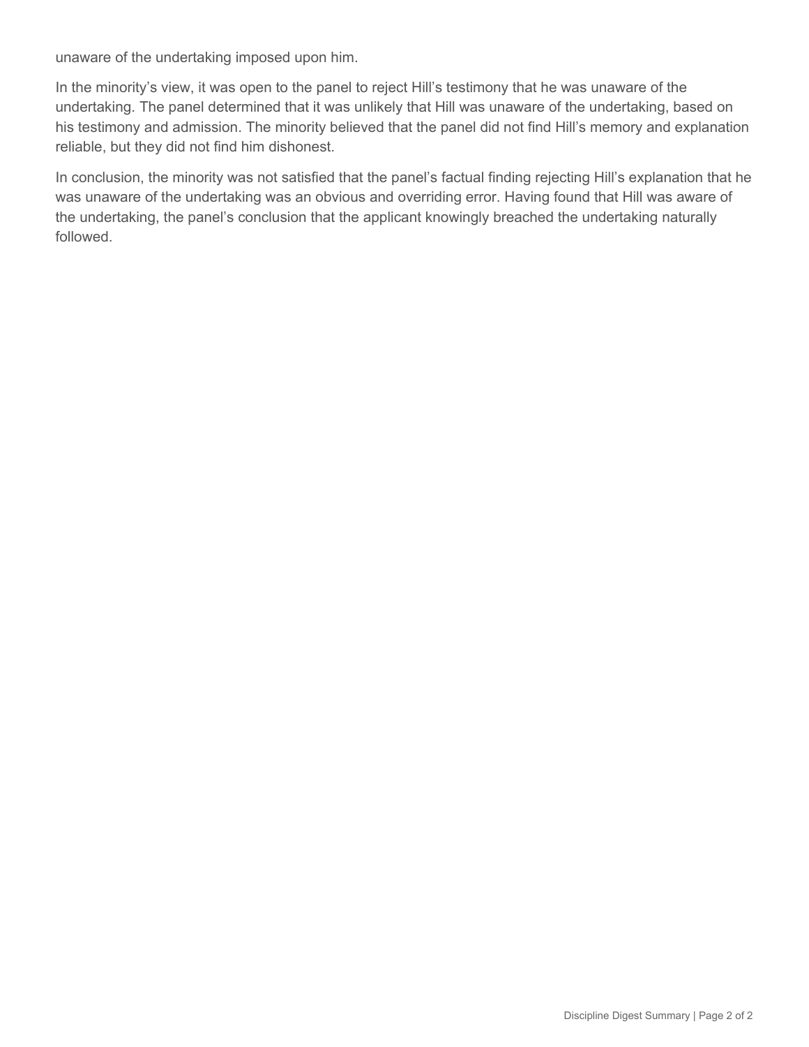unaware of the undertaking imposed upon him.

In the minority's view, it was open to the panel to reject Hill's testimony that he was unaware of the undertaking. The panel determined that it was unlikely that Hill was unaware of the undertaking, based on his testimony and admission. The minority believed that the panel did not find Hill's memory and explanation reliable, but they did not find him dishonest.

In conclusion, the minority was not satisfied that the panel's factual finding rejecting Hill's explanation that he was unaware of the undertaking was an obvious and overriding error. Having found that Hill was aware of the undertaking, the panel's conclusion that the applicant knowingly breached the undertaking naturally followed.